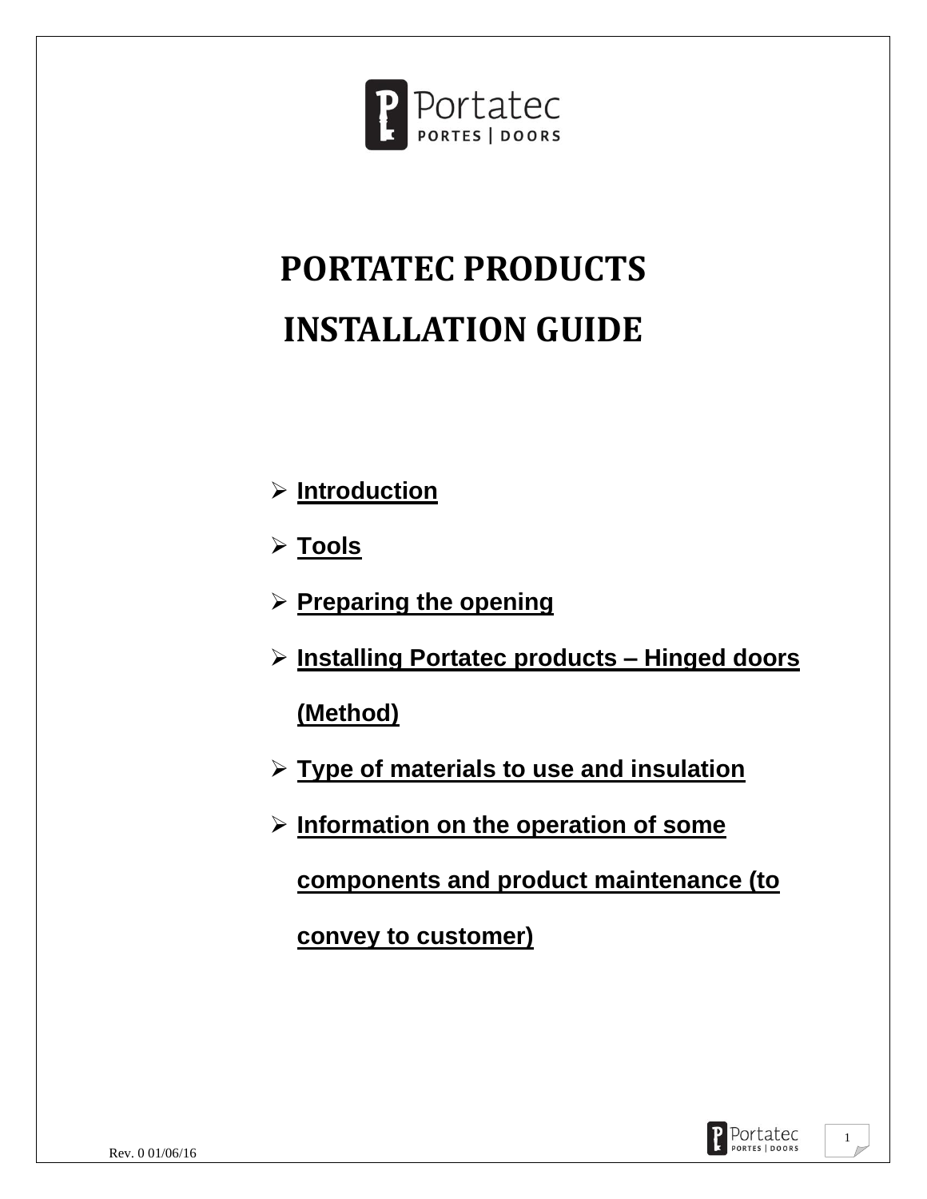# PORTATEC PRODUCTS

# INSTALLATION GUIDE

- **Introduction**
- **Tools**
- **Preparing the opening**
- **Installing Portatec products – Hinged doors (Method)**
- **Type of materials to use and insulation**
- **Information on the operation of some components and product maintenance (to convey to customer)**

Rev. 0 01/06/16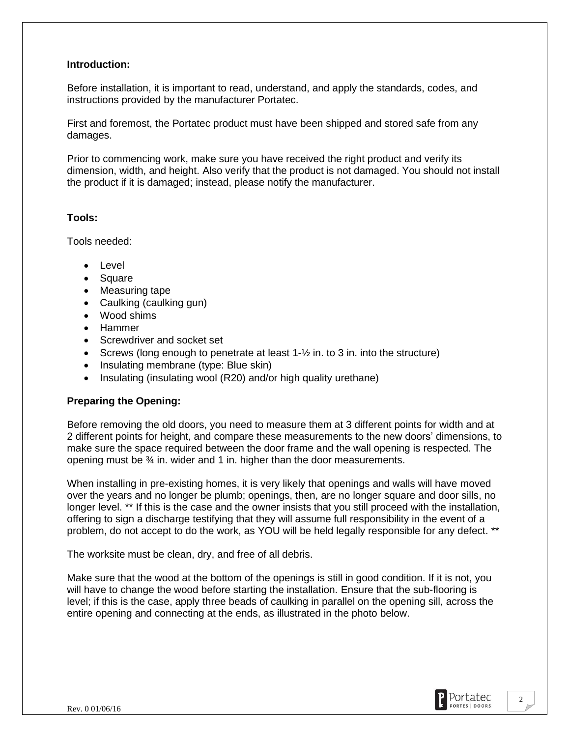**Introduction:**

Before installation, it is important to read, understand, and apply the standards, codes, and instructions provided by the manufacturer Portatec.

First and foremost, the Portatec product must have been shipped and stored safe from any damages.

Prior to commencing work, make sure you have received the right product and verify its dimension, width, and height. Also verify that the product is not damaged. You should not install the product if it is damaged; instead, please notify the manufacturer.

**Tools:**

Tools needed:

- Level
- Square
- Measuring tape
- Caulking (caulking gun)
- Wood shims
- Hammer
- Screwdriver and socket set
- Screws (long enough to penetrate at least 1-½ in. to 3 in. into the structure)
- Insulating membrane (type: Blue skin)
- Insulating (insulating wool (R20) and/or high quality urethane)

**Preparing the Opening:**

Before removing the old doors, you need to measure them at 3 different points for width and at 2 different points for height, and compare these measurements to the new doors' dimensions, to make sure the space required between the door frame and the wall opening is respected. The opening must be ¾ in. wider and 1 in. higher than the door measurements.

When installing in pre-existing homes, it is very likely that openings and walls will have moved over the years and no longer be plumb; openings, then, are no longer square and door sills, no longer level. ** If this is the case and the owner insists that you still proceed with the installation, offering to sign a discharge testifying that they will assume full responsibility in the event of a problem, do not accept to do the work, as YOU will be held legally responsible for any defect. **

The worksite must be clean, dry, and free of all debris.

Make sure that the wood at the bottom of the openings is still in good condition. If it is not, you will have to change the wood before starting the installation. Ensure that the sub-flooring is level; if this is the case, apply three beads of caulking in parallel on the opening sill, across the entire opening and connecting at the ends, as illustrated in the photo below.

Rev. 0 01/06/16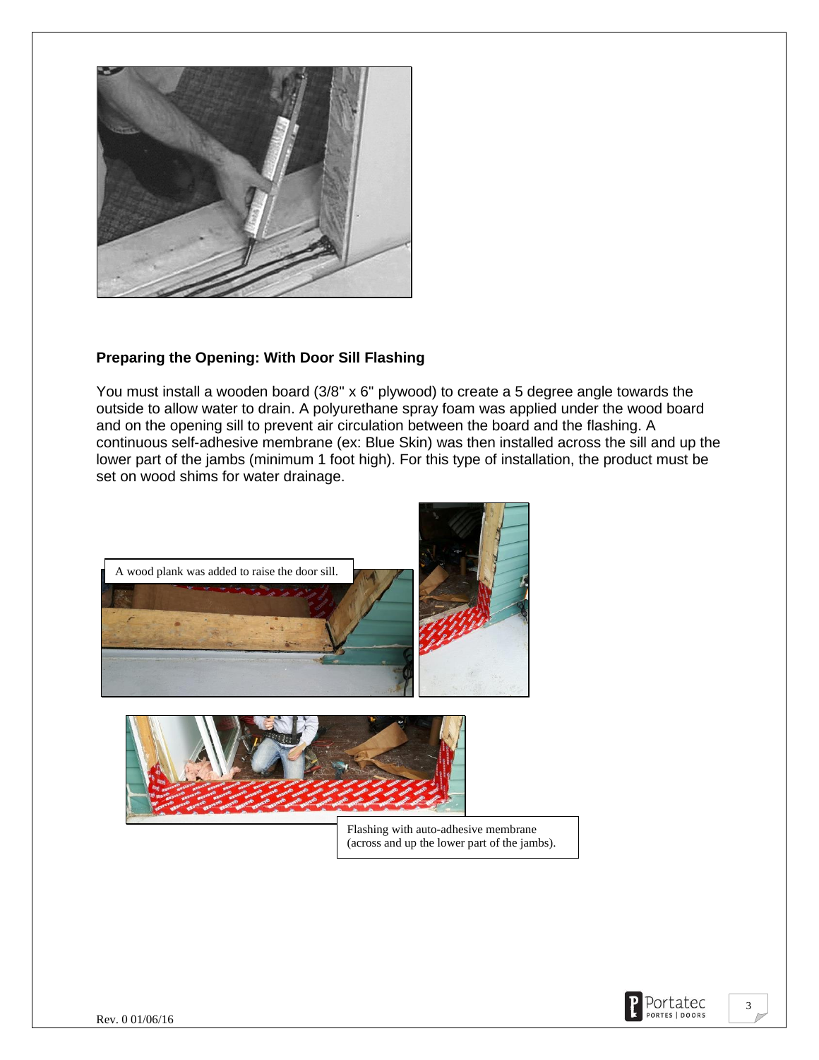## Preparing the Opening: With Door Sill Flashing

You must install a wooden board (3/8" x 6" plywood) to create a 5 degree angle towards the outside to allow water to drain. A polyurethane spray foam was applied under the wood board and on the opening sill to prevent air circulation between the board and the flashing. A continuous self-adhesive membrane (ex: Blue Skin) was then installed across the sill and up the lower part of the jambs (minimum 1 foot high). For this type of installation, the product must be set on wood shims for water drainage.

A wood plank was added to raise the door sill.

Flashing with auto-adhesive membrane (across and up the lower part of the jambs).

Rev. 0 01/06/16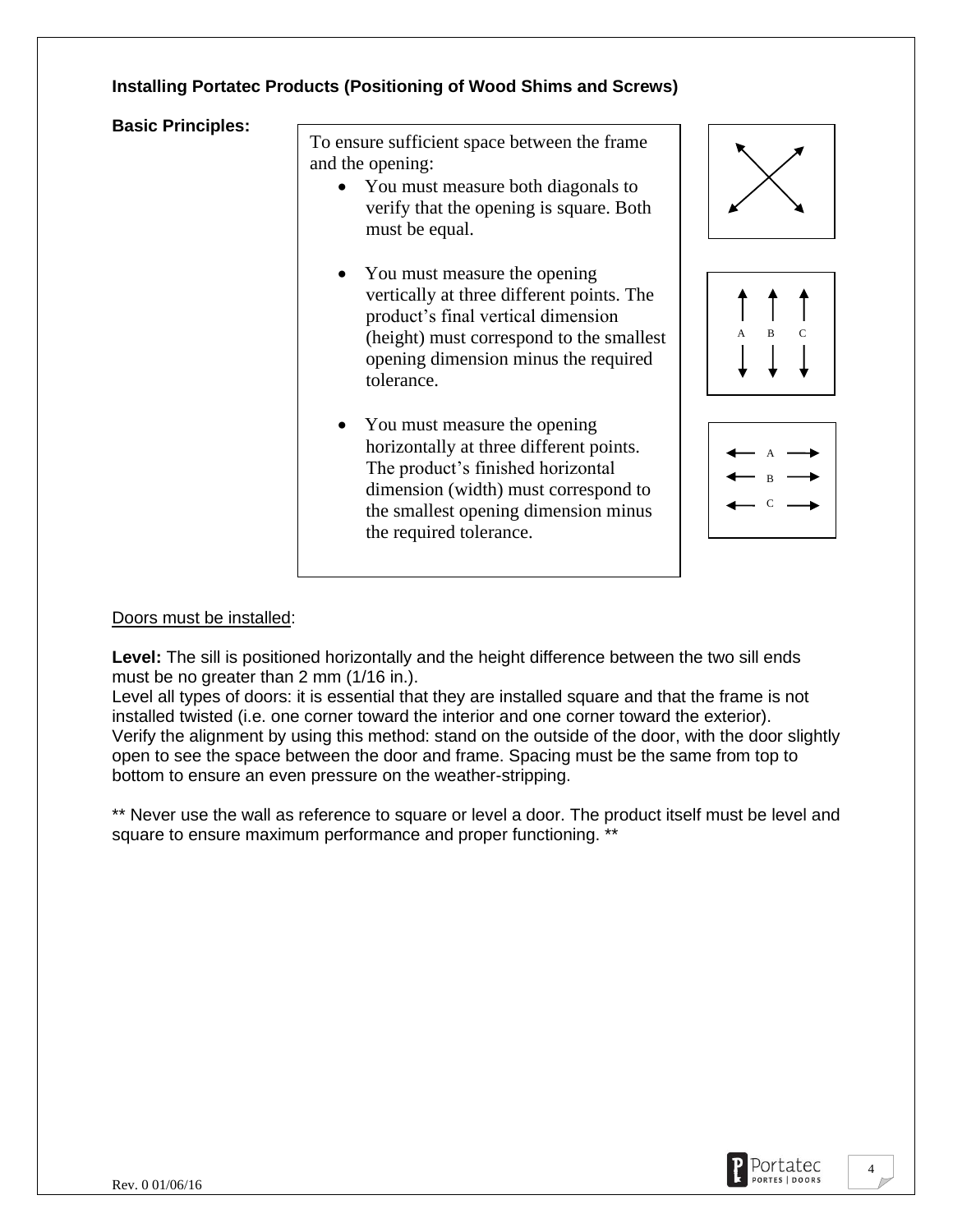**Installing Portatec Products (Positioning of Wood Shims and Screws)**

**Basic Principles:**

To ensure sufficient space between the frame and the opening:

- You must measure both diagonals to verify that the opening is square. Both must be equal.
- You must measure the opening vertically at three different points. The product's final vertical dimension (height) must correspond to the smallest opening dimension minus the required tolerance.
- You must measure the opening horizontally at three different points. The product's finished horizontal dimension (width) must correspond to the smallest opening dimension minus the required tolerance.

A B C

A B C

<u>Doors must be installed</u>:

**Level:** The sill is positioned horizontally and the height difference between the two sill ends must be no greater than 2 mm (1/16 in.).
Level all types of doors: it is essential that they are installed square and that the frame is not installed twisted (i.e. one corner toward the interior and one corner toward the exterior).
Verify the alignment by using this method: stand on the outside of the door, with the door slightly open to see the space between the door and frame. Spacing must be the same from top to bottom to ensure an even pressure on the weather-stripping.

** Never use the wall as reference to square or level a door. The product itself must be level and square to ensure maximum performance and proper functioning. **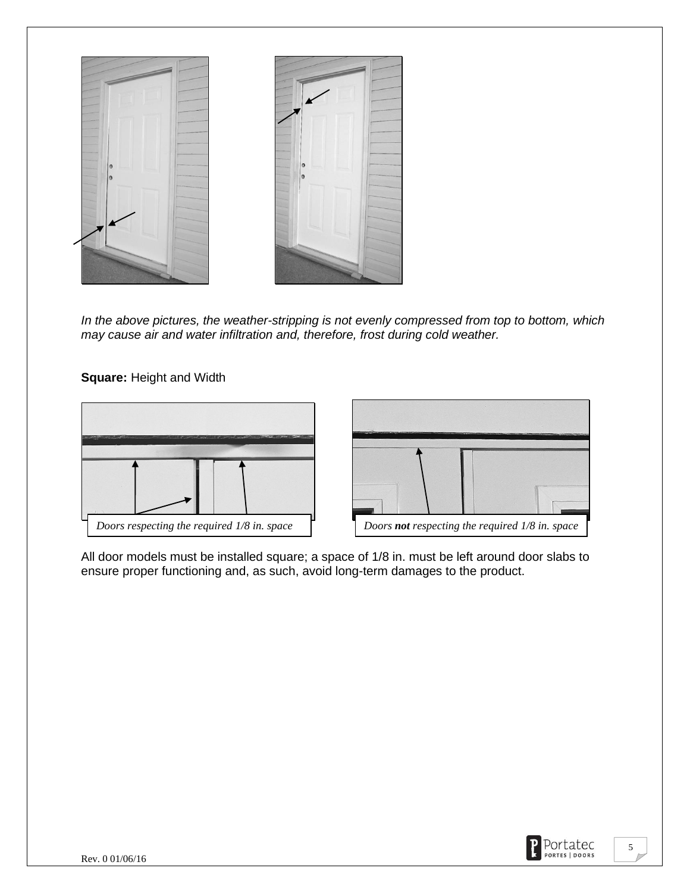*In the above pictures, the weather-stripping is not evenly compressed from top to bottom, which may cause air and water infiltration and, therefore, frost during cold weather.*

**Square:** Height and Width

*Doors respecting the required 1/8 in. space*

*Doors **not** respecting the required 1/8 in. space*

All door models must be installed square; a space of 1/8 in. must be left around door slabs to ensure proper functioning and, as such, avoid long-term damages to the product.

Rev. 0 01/06/16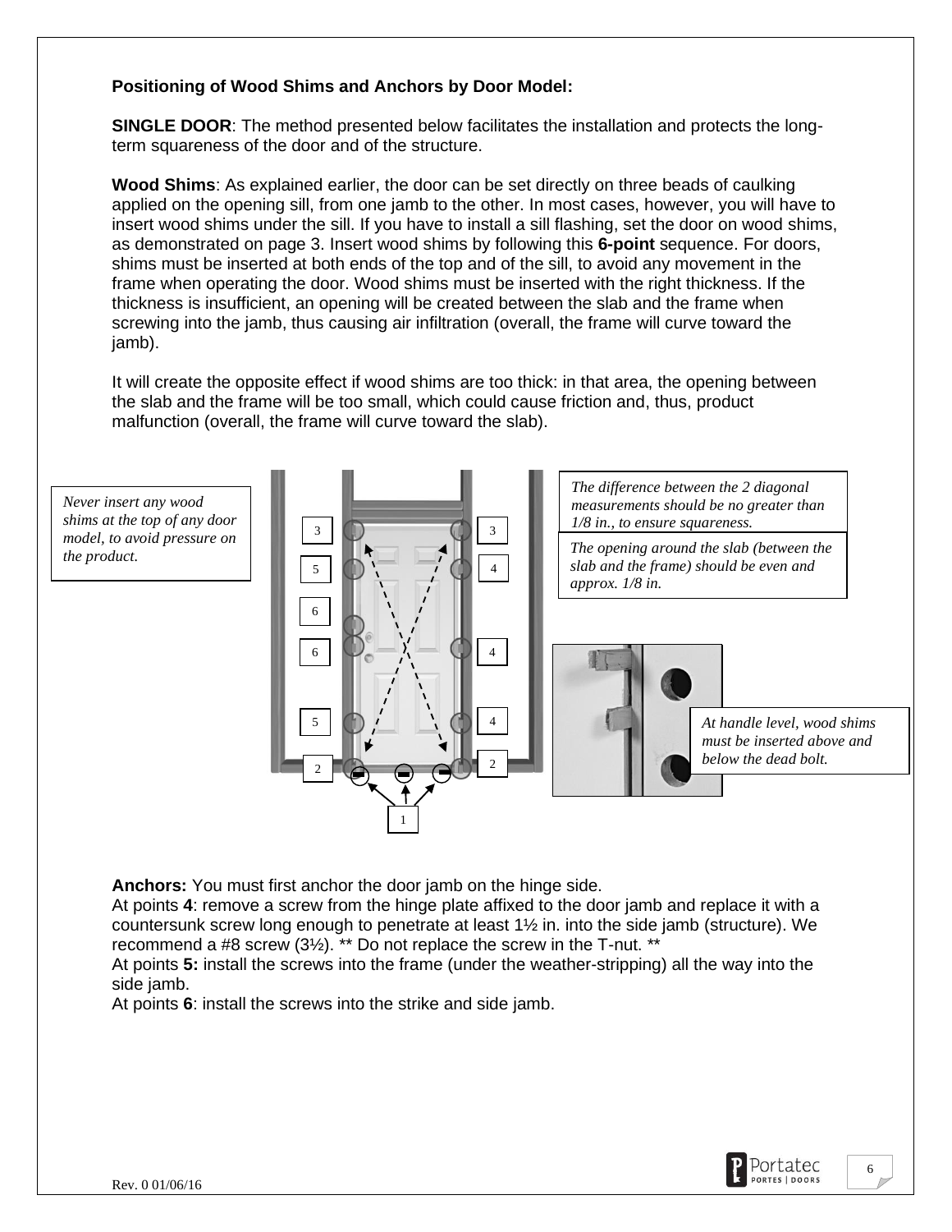**Positioning of Wood Shims and Anchors by Door Model:**

**SINGLE DOOR**: The method presented below facilitates the installation and protects the long-term squareness of the door and of the structure.

**Wood Shims**: As explained earlier, the door can be set directly on three beads of caulking applied on the opening sill, from one jamb to the other. In most cases, however, you will have to insert wood shims under the sill. If you have to install a sill flashing, set the door on wood shims, as demonstrated on page 3. Insert wood shims by following this **6-point** sequence. For doors, shims must be inserted at both ends of the top and of the sill, to avoid any movement in the frame when operating the door. Wood shims must be inserted with the right thickness. If the thickness is insufficient, an opening will be created between the slab and the frame when screwing into the jamb, thus causing air infiltration (overall, the frame will curve toward the jamb).

It will create the opposite effect if wood shims are too thick: in that area, the opening between the slab and the frame will be too small, which could cause friction and, thus, product malfunction (overall, the frame will curve toward the slab).

*Never insert any wood shims at the top of any door model, to avoid pressure on the product.*

*The difference between the 2 diagonal measurements should be no greater than 1/8 in., to ensure squareness.*

*The opening around the slab (between the slab and the frame) should be even and approx. 1/8 in.*

*At handle level, wood shims must be inserted above and below the dead bolt.*

**Anchors:** You must first anchor the door jamb on the hinge side.
At points **4**: remove a screw from the hinge plate affixed to the door jamb and replace it with a countersunk screw long enough to penetrate at least 1½ in. into the side jamb (structure). We recommend a #8 screw (3½). ** Do not replace the screw in the T-nut. **
At points **5:** install the screws into the frame (under the weather-stripping) all the way into the side jamb.
At points **6**: install the screws into the strike and side jamb.

Rev. 0 01/06/16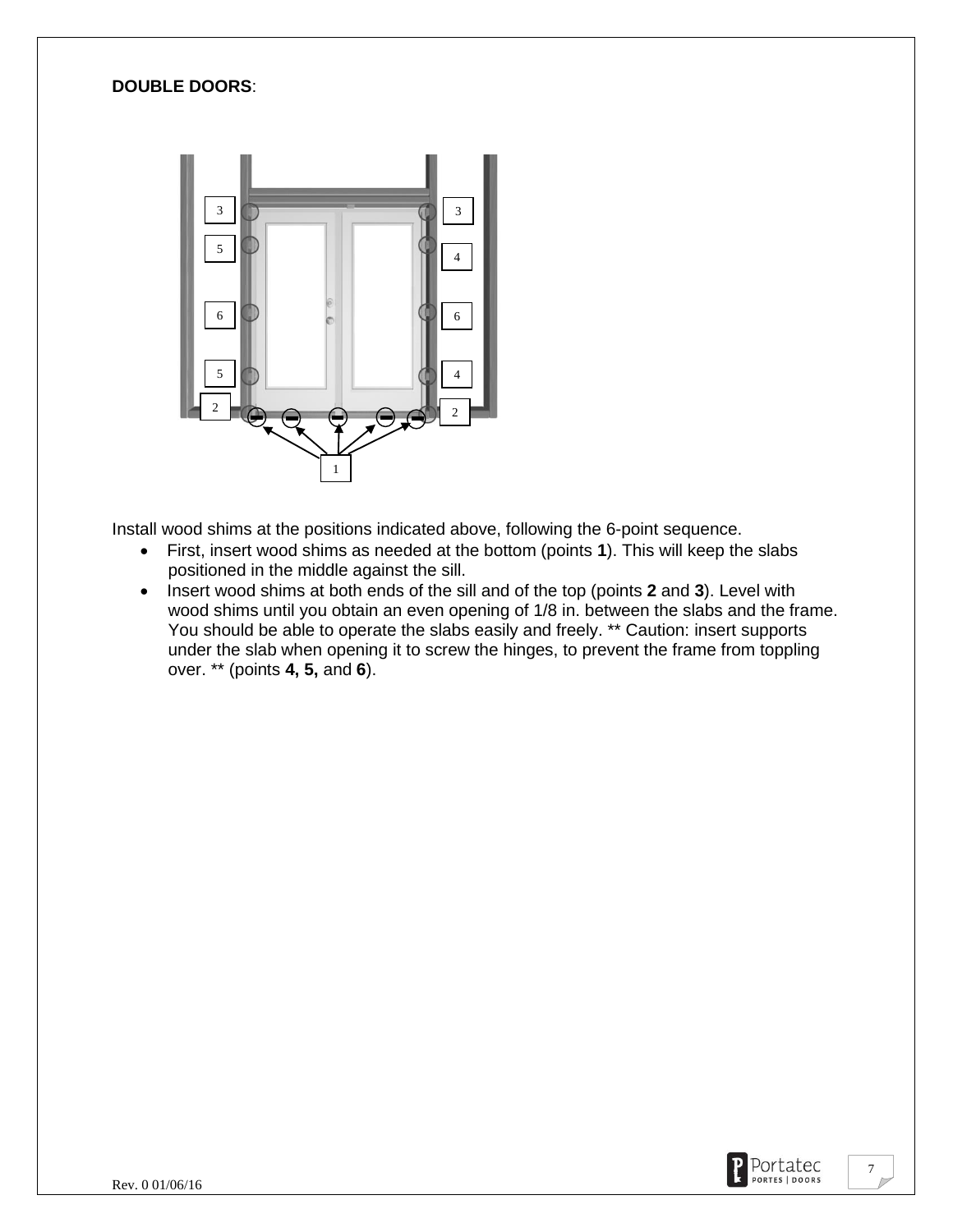**DOUBLE DOORS**:

Install wood shims at the positions indicated above, following the 6-point sequence.

- First, insert wood shims as needed at the bottom (points **1**). This will keep the slabs positioned in the middle against the sill.
- Insert wood shims at both ends of the sill and of the top (points **2** and **3**). Level with wood shims until you obtain an even opening of 1/8 in. between the slabs and the frame. You should be able to operate the slabs easily and freely. ** Caution: insert supports under the slab when opening it to screw the hinges, to prevent the frame from toppling over. ** (points **4, 5,** and **6**).

Rev. 0 01/06/16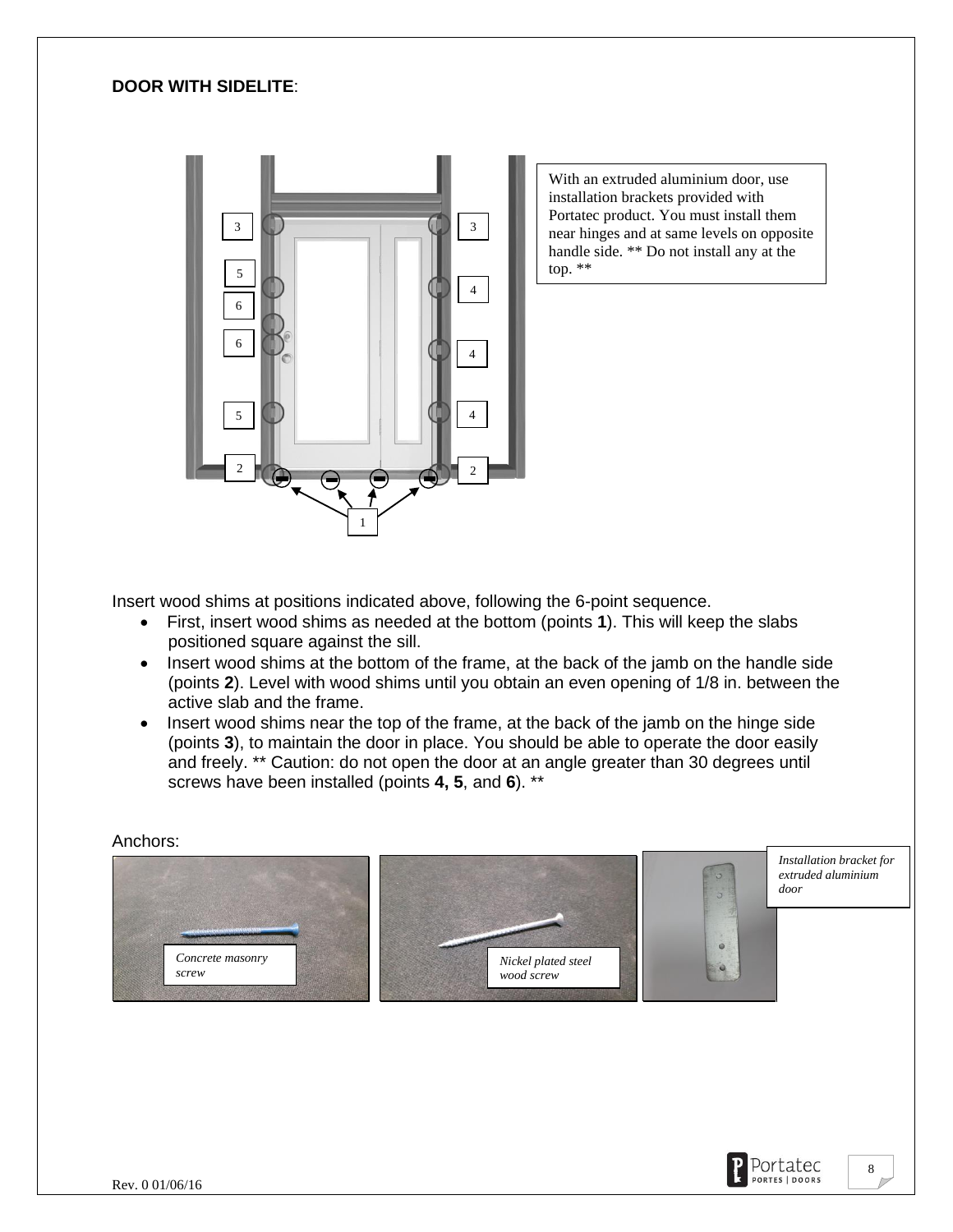**DOOR WITH SIDELITE**:

With an extruded aluminium door, use installation brackets provided with Portatec product. You must install them near hinges and at same levels on opposite handle side. ** Do not install any at the top. **

Insert wood shims at positions indicated above, following the 6-point sequence.

- First, insert wood shims as needed at the bottom (points **1**). This will keep the slabs positioned square against the sill.
- Insert wood shims at the bottom of the frame, at the back of the jamb on the handle side (points **2**). Level with wood shims until you obtain an even opening of 1/8 in. between the active slab and the frame.
- Insert wood shims near the top of the frame, at the back of the jamb on the hinge side (points **3**), to maintain the door in place. You should be able to operate the door easily and freely. ** Caution: do not open the door at an angle greater than 30 degrees until screws have been installed (points **4, 5**, and **6**). **

Anchors:

*Concrete masonry screw*

*Nickel plated steel wood screw*

*Installation bracket for extruded aluminium door*

Rev. 0 01/06/16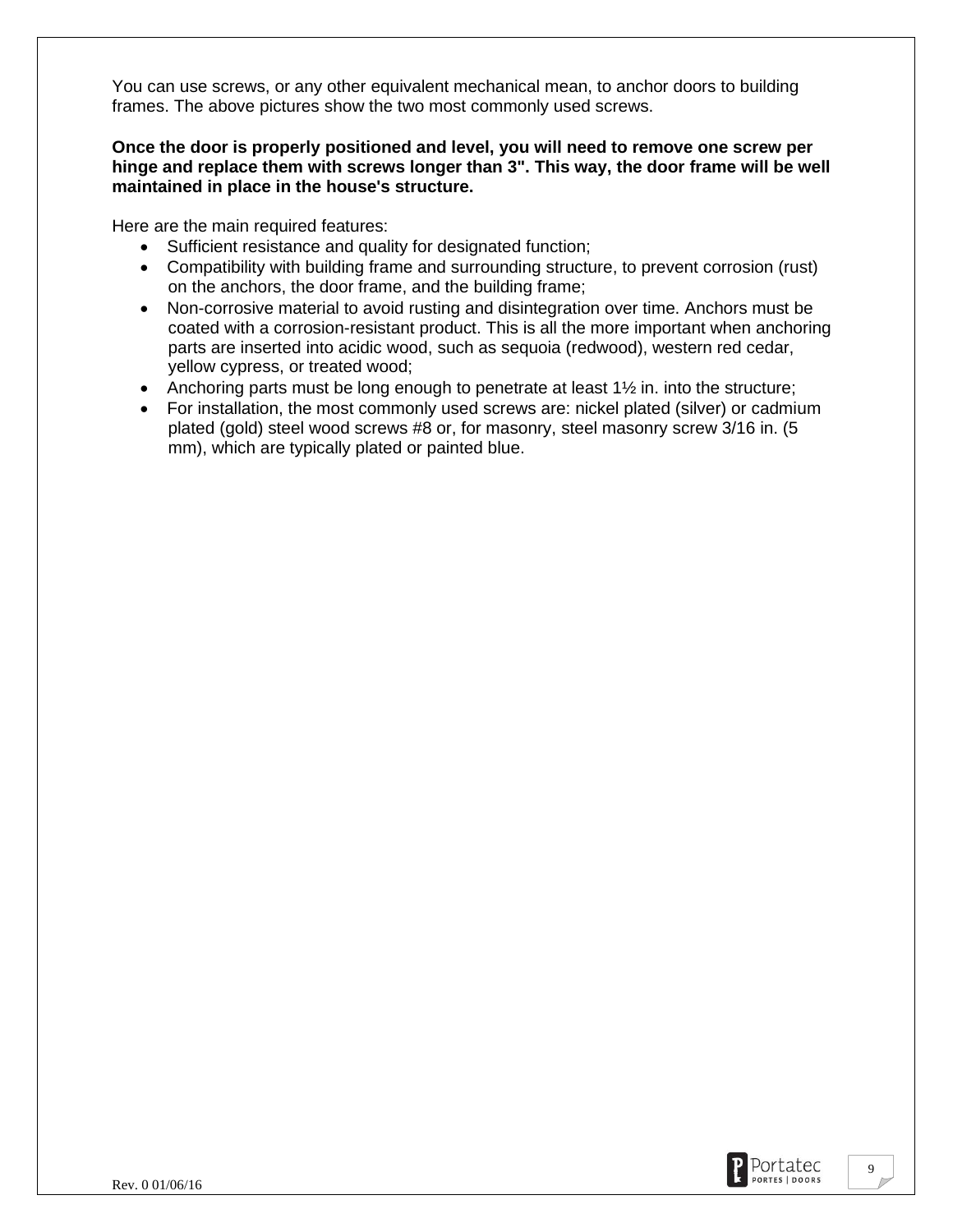You can use screws, or any other equivalent mechanical mean, to anchor doors to building frames. The above pictures show the two most commonly used screws.

**Once the door is properly positioned and level, you will need to remove one screw per hinge and replace them with screws longer than 3". This way, the door frame will be well maintained in place in the house's structure.**

Here are the main required features:

- Sufficient resistance and quality for designated function;
- Compatibility with building frame and surrounding structure, to prevent corrosion (rust) on the anchors, the door frame, and the building frame;
- Non-corrosive material to avoid rusting and disintegration over time. Anchors must be coated with a corrosion-resistant product. This is all the more important when anchoring parts are inserted into acidic wood, such as sequoia (redwood), western red cedar, yellow cypress, or treated wood;
- Anchoring parts must be long enough to penetrate at least 1½ in. into the structure;
- For installation, the most commonly used screws are: nickel plated (silver) or cadmium plated (gold) steel wood screws #8 or, for masonry, steel masonry screw 3/16 in. (5 mm), which are typically plated or painted blue.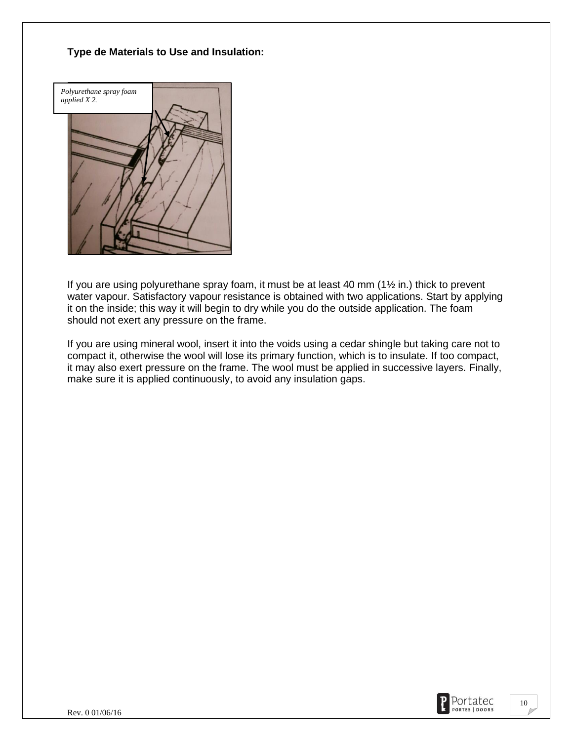**Type de Materials to Use and Insulation:**

*Polyurethane spray foam applied X 2.*

If you are using polyurethane spray foam, it must be at least 40 mm (1½ in.) thick to prevent water vapour. Satisfactory vapour resistance is obtained with two applications. Start by applying it on the inside; this way it will begin to dry while you do the outside application. The foam should not exert any pressure on the frame.

If you are using mineral wool, insert it into the voids using a cedar shingle but taking care not to compact it, otherwise the wool will lose its primary function, which is to insulate. If too compact, it may also exert pressure on the frame. The wool must be applied in successive layers. Finally, make sure it is applied continuously, to avoid any insulation gaps.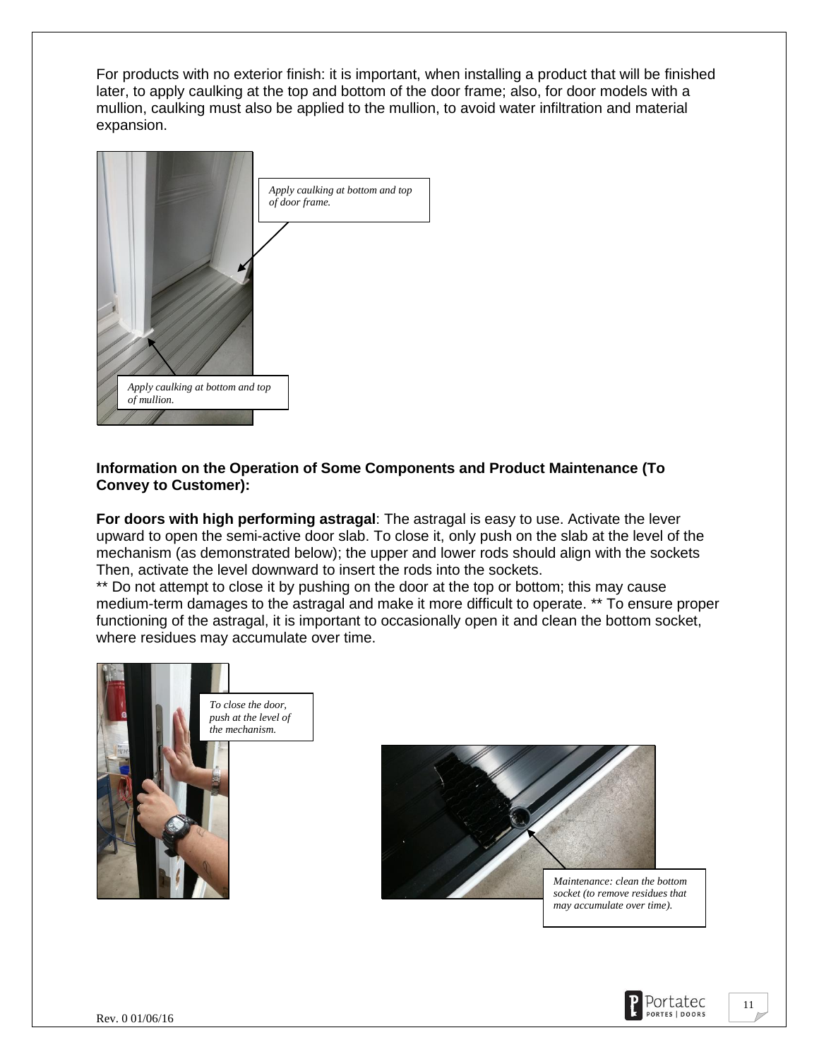For products with no exterior finish: it is important, when installing a product that will be finished later, to apply caulking at the top and bottom of the door frame; also, for door models with a mullion, caulking must also be applied to the mullion, to avoid water infiltration and material expansion.

*Apply caulking at bottom and top of door frame.*

*Apply caulking at bottom and top of mullion.*

**Information on the Operation of Some Components and Product Maintenance (To Convey to Customer):**

**For doors with high performing astragal**: The astragal is easy to use. Activate the lever upward to open the semi-active door slab. To close it, only push on the slab at the level of the mechanism (as demonstrated below); the upper and lower rods should align with the sockets Then, activate the level downward to insert the rods into the sockets.

** Do not attempt to close it by pushing on the door at the top or bottom; this may cause medium-term damages to the astragal and make it more difficult to operate. ** To ensure proper functioning of the astragal, it is important to occasionally open it and clean the bottom socket, where residues may accumulate over time.

*To close the door, push at the level of the mechanism.*

*Maintenance: clean the bottom socket (to remove residues that may accumulate over time).*

Rev. 0 01/06/16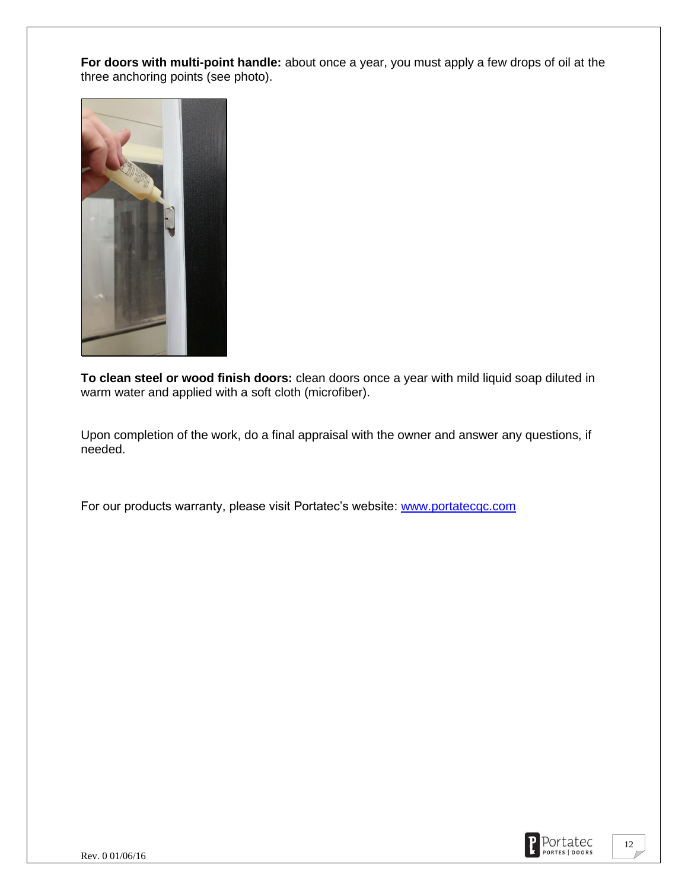**For doors with multi-point handle:** about once a year, you must apply a few drops of oil at the three anchoring points (see photo).

**To clean steel or wood finish doors:** clean doors once a year with mild liquid soap diluted in warm water and applied with a soft cloth (microfiber).

Upon completion of the work, do a final appraisal with the owner and answer any questions, if needed.

For our products warranty, please visit Portatec's website: [www.portatecqc.com](http://www.portatecqc.com)